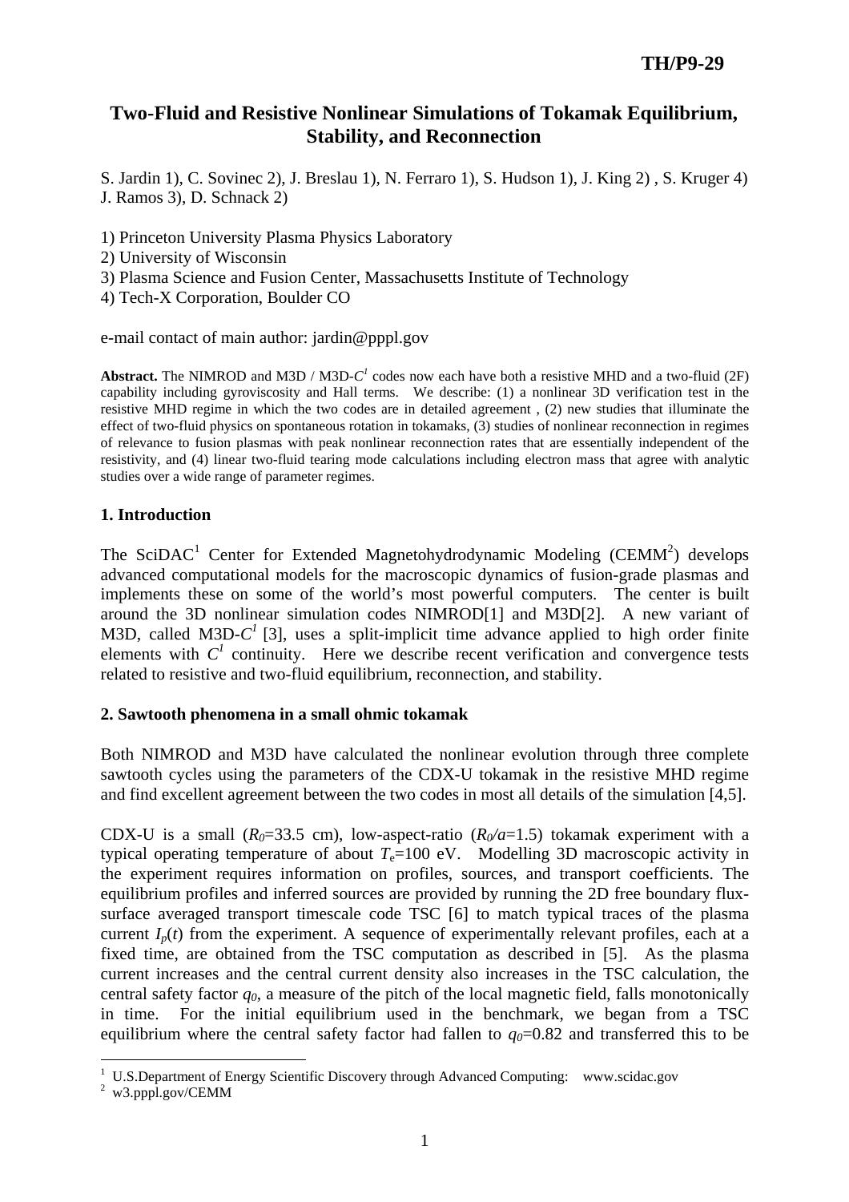TH/P9-29

# Two-Fluid and Resistive Nonlinear Simulations of Tokamak Equilibrium, Stability, and Reconnection

S. Jardin 1), C. Sovinec 2), J. Breslau 1), N. Ferraro 1), S. Hudson 1), J. King 2) , S. Kruger 4) J. Ramos 3), D. Schnack 2)

1) Princeton University Plasma Physics Laboratory
2) University of Wisconsin
3) Plasma Science and Fusion Center, Massachusetts Institute of Technology
4) Tech-X Corporation, Boulder CO

e-mail contact of main author: jardin@pppl.gov

**Abstract.** The NIMROD and M3D / M3D-$C^1$ codes now each have both a resistive MHD and a two-fluid (2F) capability including gyroviscosity and Hall terms. We describe: (1) a nonlinear 3D verification test in the resistive MHD regime in which the two codes are in detailed agreement , (2) new studies that illuminate the effect of two-fluid physics on spontaneous rotation in tokamaks, (3) studies of nonlinear reconnection in regimes of relevance to fusion plasmas with peak nonlinear reconnection rates that are essentially independent of the resistivity, and (4) linear two-fluid tearing mode calculations including electron mass that agree with analytic studies over a wide range of parameter regimes.

## 1. Introduction

The SciDAC[1] Center for Extended Magnetohydrodynamic Modeling (CEMM[2]) develops advanced computational models for the macroscopic dynamics of fusion-grade plasmas and implements these on some of the world's most powerful computers. The center is built around the 3D nonlinear simulation codes NIMROD[1] and M3D[2]. A new variant of M3D, called M3D-$C^1$ [3], uses a split-implicit time advance applied to high order finite elements with $C^1$ continuity. Here we describe recent verification and convergence tests related to resistive and two-fluid equilibrium, reconnection, and stability.

## 2. Sawtooth phenomena in a small ohmic tokamak

Both NIMROD and M3D have calculated the nonlinear evolution through three complete sawtooth cycles using the parameters of the CDX-U tokamak in the resistive MHD regime and find excellent agreement between the two codes in most all details of the simulation [4,5].

CDX-U is a small ($R_0$=33.5 cm), low-aspect-ratio ($R_0/a$=1.5) tokamak experiment with a typical operating temperature of about $T_e$=100 eV. Modelling 3D macroscopic activity in the experiment requires information on profiles, sources, and transport coefficients. The equilibrium profiles and inferred sources are provided by running the 2D free boundary flux-surface averaged transport timescale code TSC [6] to match typical traces of the plasma current $I_p(t)$ from the experiment. A sequence of experimentally relevant profiles, each at a fixed time, are obtained from the TSC computation as described in [5]. As the plasma current increases and the central current density also increases in the TSC calculation, the central safety factor $q_0$, a measure of the pitch of the local magnetic field, falls monotonically in time. For the initial equilibrium used in the benchmark, we began from a TSC equilibrium where the central safety factor had fallen to $q_0$=0.82 and transferred this to be

[1] U.S.Department of Energy Scientific Discovery through Advanced Computing: www.scidac.gov
[2] w3.pppl.gov/CEMM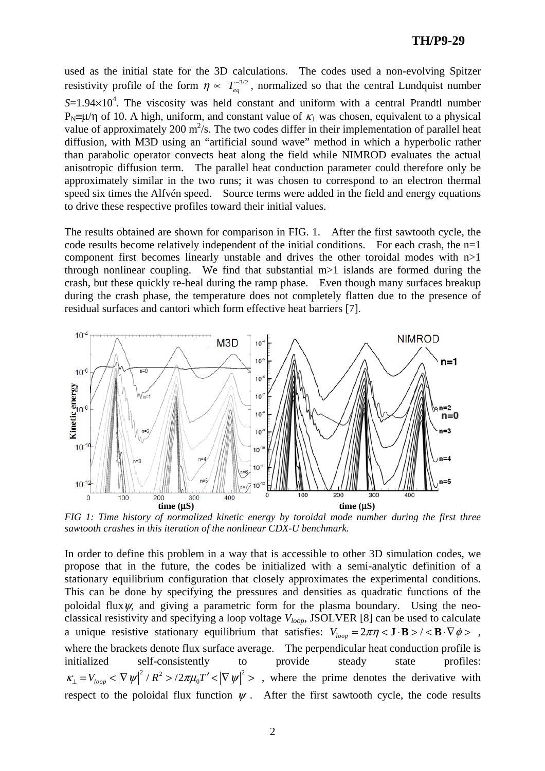used as the initial state for the 3D calculations. The codes used a non-evolving Spitzer resistivity profile of the form $\eta \propto T_{eq}^{-3/2}$, normalized so that the central Lundquist number $S$=1.94×10$^4$. The viscosity was held constant and uniform with a central Prandtl number $P_N \equiv \mu/\eta$ of 10. A high, uniform, and constant value of $\kappa_\perp$ was chosen, equivalent to a physical value of approximately 200 m$^2$/s. The two codes differ in their implementation of parallel heat diffusion, with M3D using an "artificial sound wave" method in which a hyperbolic rather than parabolic operator convects heat along the field while NIMROD evaluates the actual anisotropic diffusion term. The parallel heat conduction parameter could therefore only be approximately similar in the two runs; it was chosen to correspond to an electron thermal speed six times the Alfvén speed. Source terms were added in the field and energy equations to drive these respective profiles toward their initial values.

The results obtained are shown for comparison in FIG. 1. After the first sawtooth cycle, the code results become relatively independent of the initial conditions. For each crash, the n=1 component first becomes linearly unstable and drives the other toroidal modes with n>1 through nonlinear coupling. We find that substantial m>1 islands are formed during the crash, but these quickly re-heal during the ramp phase. Even though many surfaces breakup during the crash phase, the temperature does not completely flatten due to the presence of residual surfaces and cantori which form effective heat barriers [7].

*FIG 1: Time history of normalized kinetic energy by toroidal mode number during the first three sawtooth crashes in this iteration of the nonlinear CDX-U benchmark.*

In order to define this problem in a way that is accessible to other 3D simulation codes, we propose that in the future, the codes be initialized with a semi-analytic definition of a stationary equilibrium configuration that closely approximates the experimental conditions. This can be done by specifying the pressures and densities as quadratic functions of the poloidal flux $\psi$, and giving a parametric form for the plasma boundary. Using the neo-classical resistivity and specifying a loop voltage $V_{loop}$, JSOLVER [8] can be used to calculate a unique resistive stationary equilibrium that satisfies: $V_{loop} = 2\pi\eta < \mathbf{J}\cdot\mathbf{B} > / < \mathbf{B}\cdot\nabla\phi >$, where the brackets denote flux surface average. The perpendicular heat conduction profile is initialized self-consistently to provide steady state profiles: $\kappa_\perp = V_{loop} < |\nabla\psi|^2 / R^2 > / 2\pi\mu_0 T' < |\nabla\psi|^2 >$, where the prime denotes the derivative with respect to the poloidal flux function $\psi$. After the first sawtooth cycle, the code results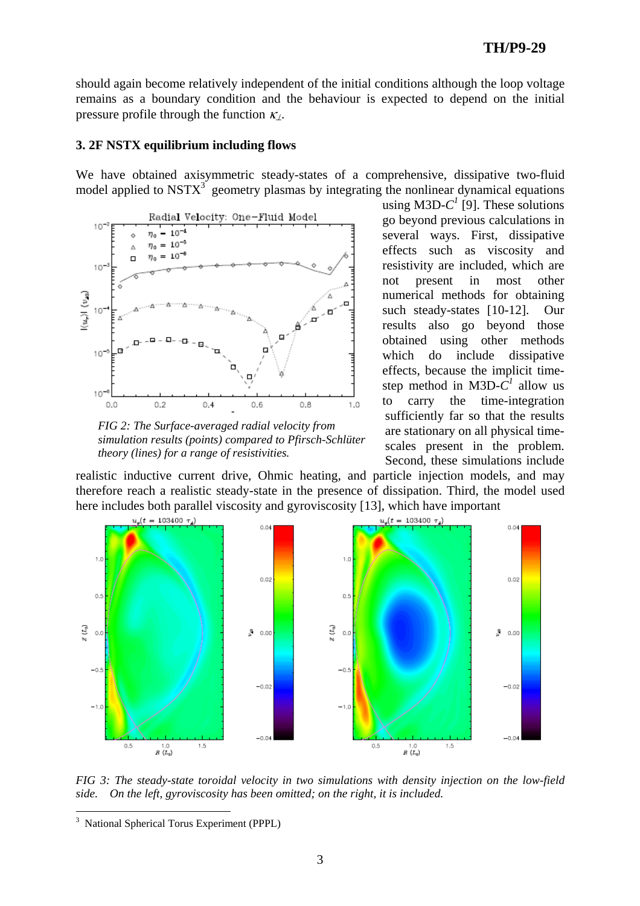should again become relatively independent of the initial conditions although the loop voltage remains as a boundary condition and the behaviour is expected to depend on the initial pressure profile through the function $\kappa_\perp$.

### 3. 2F NSTX equilibrium including flows

We have obtained axisymmetric steady-states of a comprehensive, dissipative two-fluid model applied to NSTX[3] geometry plasmas by integrating the nonlinear dynamical equations using M3D-$C^1$ [9]. These solutions go beyond previous calculations in several ways. First, dissipative effects such as viscosity and resistivity are included, which are not present in most other numerical methods for obtaining such steady-states [10-12]. Our results also go beyond those obtained using other methods which do include dissipative effects, because the implicit time-step method in M3D-$C^1$ allow us to carry the time-integration sufficiently far so that the results are stationary on all physical time-scales present in the problem. Second, these simulations include realistic inductive current drive, Ohmic heating, and particle injection models, and may therefore reach a realistic steady-state in the presence of dissipation. Third, the model used here includes both parallel viscosity and gyroviscosity [13], which have important

*FIG 2: The Surface-averaged radial velocity from simulation results (points) compared to Pfirsch-Schlüter theory (lines) for a range of resistivities.*

*FIG 3: The steady-state toroidal velocity in two simulations with density injection on the low-field side. On the left, gyroviscosity has been omitted; on the right, it is included.*

[3] National Spherical Torus Experiment (PPPL)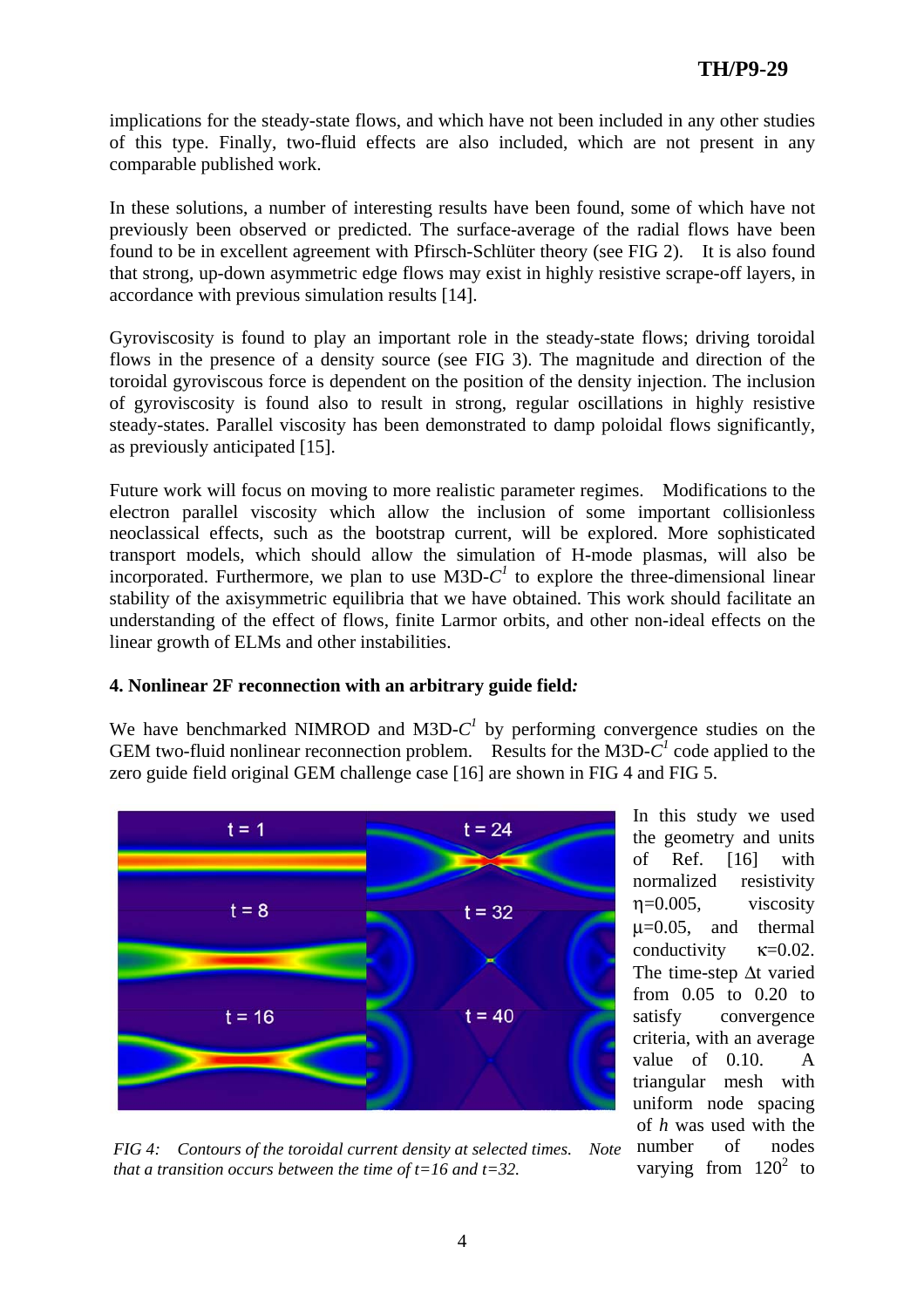implications for the steady-state flows, and which have not been included in any other studies of this type. Finally, two-fluid effects are also included, which are not present in any comparable published work.

In these solutions, a number of interesting results have been found, some of which have not previously been observed or predicted. The surface-average of the radial flows have been found to be in excellent agreement with Pfirsch-Schlüter theory (see FIG 2). It is also found that strong, up-down asymmetric edge flows may exist in highly resistive scrape-off layers, in accordance with previous simulation results [14].

Gyroviscosity is found to play an important role in the steady-state flows; driving toroidal flows in the presence of a density source (see FIG 3). The magnitude and direction of the toroidal gyroviscous force is dependent on the position of the density injection. The inclusion of gyroviscosity is found also to result in strong, regular oscillations in highly resistive steady-states. Parallel viscosity has been demonstrated to damp poloidal flows significantly, as previously anticipated [15].

Future work will focus on moving to more realistic parameter regimes. Modifications to the electron parallel viscosity which allow the inclusion of some important collisionless neoclassical effects, such as the bootstrap current, will be explored. More sophisticated transport models, which should allow the simulation of H-mode plasmas, will also be incorporated. Furthermore, we plan to use M3D-*C*[1] to explore the three-dimensional linear stability of the axisymmetric equilibria that we have obtained. This work should facilitate an understanding of the effect of flows, finite Larmor orbits, and other non-ideal effects on the linear growth of ELMs and other instabilities.

## 4. Nonlinear 2F reconnection with an arbitrary guide field*:*

We have benchmarked NIMROD and M3D-*C*[1] by performing convergence studies on the GEM two-fluid nonlinear reconnection problem. Results for the M3D-*C*[1] code applied to the zero guide field original GEM challenge case [16] are shown in FIG 4 and FIG 5.

*FIG 4: Contours of the toroidal current density at selected times. Note that a transition occurs between the time of t=16 and t=32.*

In this study we used the geometry and units of Ref. [16] with normalized resistivity $\eta=0.005$, viscosity $\mu=0.05$, and thermal conductivity $\kappa=0.02$. The time-step $\Delta t$ varied from 0.05 to 0.20 to satisfy convergence criteria, with an average value of 0.10. A triangular mesh with uniform node spacing of $h$ was used with the number of nodes varying from $120^2$ to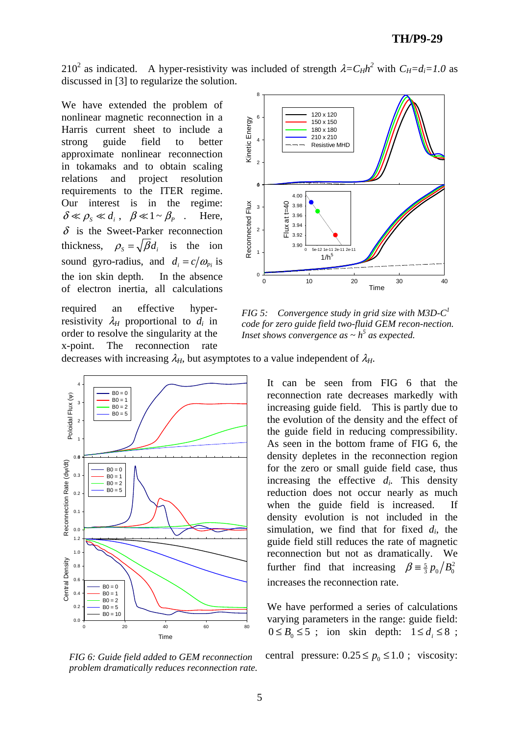$210^2$ as indicated. A hyper-resistivity was included of strength $\lambda = C_H h^2$ with $C_H = d_i = 1.0$ as discussed in [3] to regularize the solution.

We have extended the problem of nonlinear magnetic reconnection in a Harris current sheet to include a strong guide field to better approximate nonlinear reconnection in tokamaks and to obtain scaling relations and project resolution requirements to the ITER regime. Our interest is in the regime: $\delta \ll \rho_S \ll d_i$ , $\beta \ll 1 \sim \beta_P$ . Here, $\delta$ is the Sweet-Parker reconnection thickness, $\rho_S = \sqrt{\beta} d_i$ is the ion sound gyro-radius, and $d_i = c/\omega_{Pi}$ is the ion skin depth. In the absence of electron inertia, all calculations required an effective hyper-resistivity $\lambda_H$ proportional to $d_i$ in order to resolve the singularity at the x-point. The reconnection rate decreases with increasing $\lambda_H$, but asymptotes to a value independent of $\lambda_H$.

*FIG 5: Convergence study in grid size with M3D-C[1] code for zero guide field two-fluid GEM recon-nection. Inset shows convergence as ~ $h^5$ as expected.*

It can be seen from FIG 6 that the reconnection rate decreases markedly with increasing guide field. This is partly due to the evolution of the density and the effect of the guide field in reducing compressibility. As seen in the bottom frame of FIG 6, the density depletes in the reconnection region for the zero or small guide field case, thus increasing the effective $d_i$. This density reduction does not occur nearly as much when the guide field is increased. If density evolution is not included in the simulation, we find that for fixed $d_i$, the guide field still reduces the rate of magnetic reconnection but not as dramatically. We further find that increasing $\beta \equiv \frac{5}{3} p_0 / B_0^2$ increases the reconnection rate.

*FIG 6: Guide field added to GEM reconnection problem dramatically reduces reconnection rate.*

We have performed a series of calculations varying parameters in the range: guide field: $0 \le B_0 \le 5$ ; ion skin depth: $1 \le d_i \le 8$ ; central pressure: $0.25 \le p_0 \le 1.0$ ; viscosity: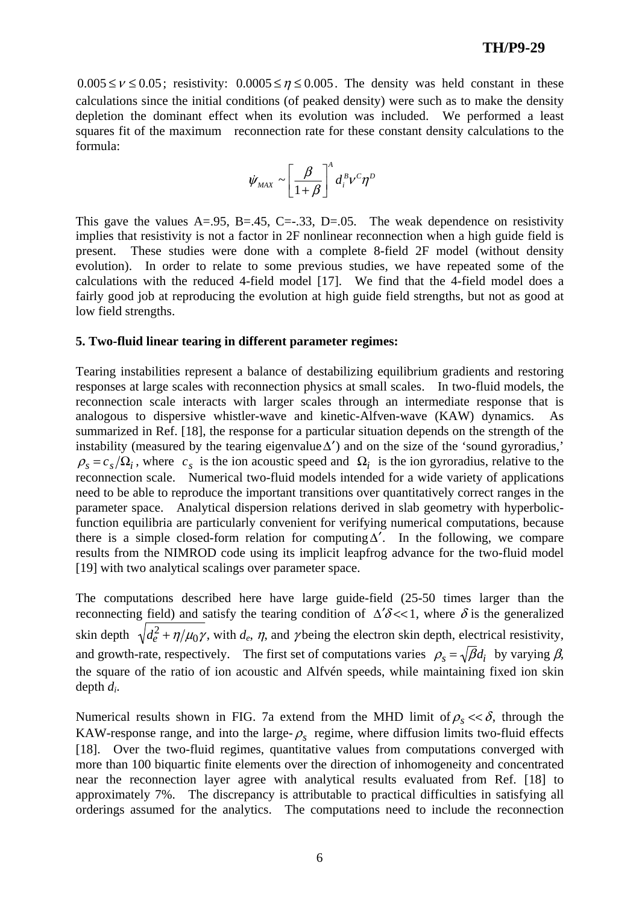$0.005 \le \nu \le 0.05$; resistivity: $0.0005 \le \eta \le 0.005$. The density was held constant in these calculations since the initial conditions (of peaked density) were such as to make the density depletion the dominant effect when its evolution was included. We performed a least squares fit of the maximum reconnection rate for these constant density calculations to the formula:

$$\dot{\psi}_{MAX} \sim \left[\frac{\beta}{1+\beta}\right]^{A} d_i^{\,B} \nu^{C} \eta^{D}$$

This gave the values A=.95, B=.45, C=-.33, D=.05. The weak dependence on resistivity implies that resistivity is not a factor in 2F nonlinear reconnection when a high guide field is present. These studies were done with a complete 8-field 2F model (without density evolution). In order to relate to some previous studies, we have repeated some of the calculations with the reduced 4-field model [17]. We find that the 4-field model does a fairly good job at reproducing the evolution at high guide field strengths, but not as good at low field strengths.

### 5. Two-fluid linear tearing in different parameter regimes:

Tearing instabilities represent a balance of destabilizing equilibrium gradients and restoring responses at large scales with reconnection physics at small scales. In two-fluid models, the reconnection scale interacts with larger scales through an intermediate response that is analogous to dispersive whistler-wave and kinetic-Alfven-wave (KAW) dynamics. As summarized in Ref. [18], the response for a particular situation depends on the strength of the instability (measured by the tearing eigenvalue $\Delta'$) and on the size of the 'sound gyroradius,' $\rho_s = c_s/\Omega_i$, where $c_s$ is the ion acoustic speed and $\Omega_i$ is the ion gyroradius, relative to the reconnection scale. Numerical two-fluid models intended for a wide variety of applications need to be able to reproduce the important transitions over quantitatively correct ranges in the parameter space. Analytical dispersion relations derived in slab geometry with hyperbolic-function equilibria are particularly convenient for verifying numerical computations, because there is a simple closed-form relation for computing $\Delta'$. In the following, we compare results from the NIMROD code using its implicit leapfrog advance for the two-fluid model [19] with two analytical scalings over parameter space.

The computations described here have large guide-field (25-50 times larger than the reconnecting field) and satisfy the tearing condition of $\Delta'\delta << 1$, where $\delta$ is the generalized skin depth $\sqrt{d_e^2 + \eta/\mu_0\gamma}$, with $d_e$, $\eta$, and $\gamma$ being the electron skin depth, electrical resistivity, and growth-rate, respectively. The first set of computations varies $\rho_s = \sqrt{\beta} d_i$ by varying $\beta$, the square of the ratio of ion acoustic and Alfvén speeds, while maintaining fixed ion skin depth $d_i$.

Numerical results shown in FIG. 7a extend from the MHD limit of $\rho_s << \delta$, through the KAW-response range, and into the large-$\rho_s$ regime, where diffusion limits two-fluid effects [18]. Over the two-fluid regimes, quantitative values from computations converged with more than 100 biquartic finite elements over the direction of inhomogeneity and concentrated near the reconnection layer agree with analytical results evaluated from Ref. [18] to approximately 7%. The discrepancy is attributable to practical difficulties in satisfying all orderings assumed for the analytics. The computations need to include the reconnection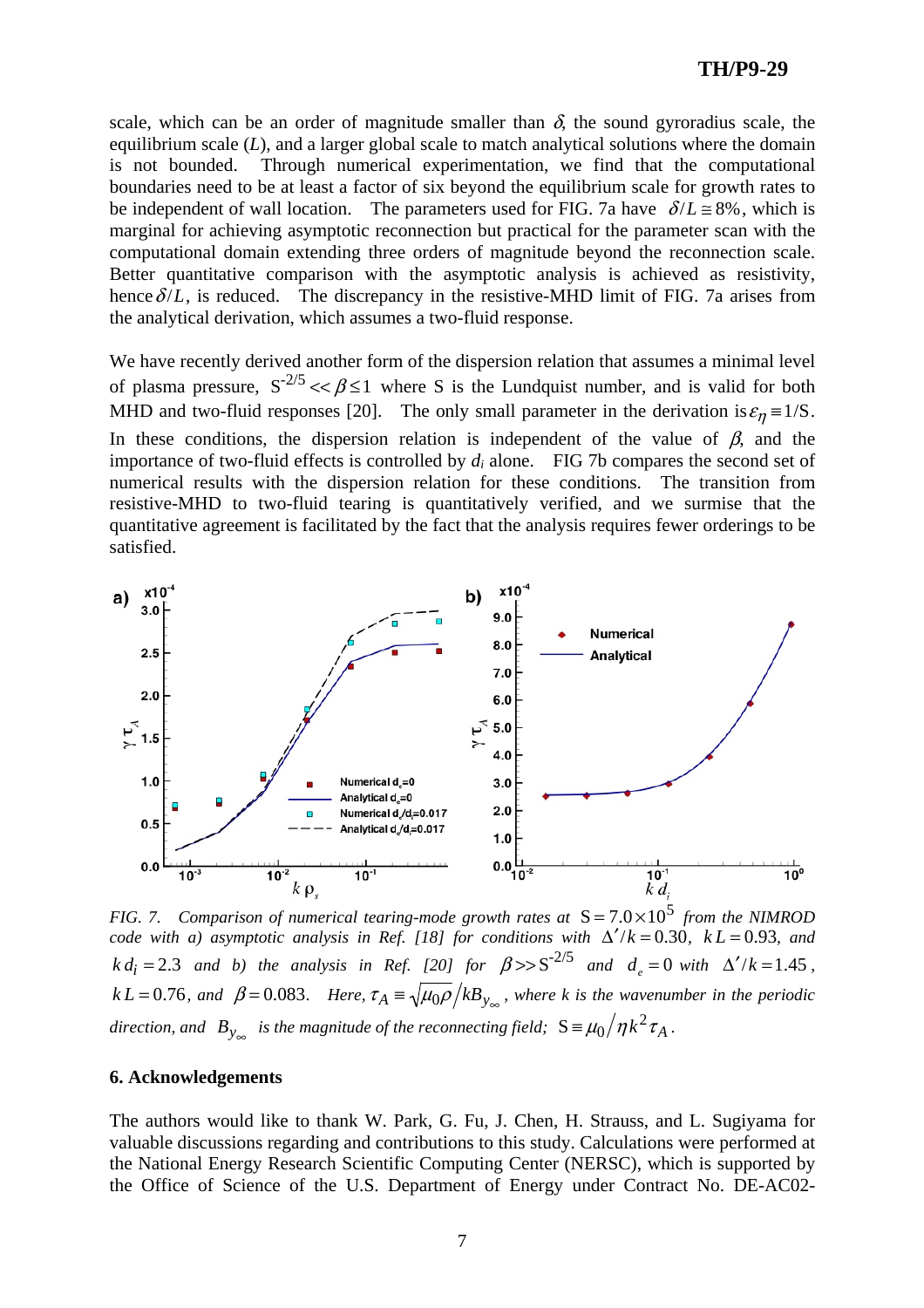scale, which can be an order of magnitude smaller than $\delta$, the sound gyroradius scale, the equilibrium scale ($L$), and a larger global scale to match analytical solutions where the domain is not bounded. Through numerical experimentation, we find that the computational boundaries need to be at least a factor of six beyond the equilibrium scale for growth rates to be independent of wall location. The parameters used for FIG. 7a have $\delta/L \cong 8\%$, which is marginal for achieving asymptotic reconnection but practical for the parameter scan with the computational domain extending three orders of magnitude beyond the reconnection scale. Better quantitative comparison with the asymptotic analysis is achieved as resistivity, hence $\delta/L$, is reduced. The discrepancy in the resistive-MHD limit of FIG. 7a arises from the analytical derivation, which assumes a two-fluid response.

We have recently derived another form of the dispersion relation that assumes a minimal level of plasma pressure, $S^{-2/5} << \beta \leq 1$ where S is the Lundquist number, and is valid for both MHD and two-fluid responses [20]. The only small parameter in the derivation is $\varepsilon_\eta \equiv 1/S$. In these conditions, the dispersion relation is independent of the value of $\beta$, and the importance of two-fluid effects is controlled by $d_i$ alone. FIG 7b compares the second set of numerical results with the dispersion relation for these conditions. The transition from resistive-MHD to two-fluid tearing is quantitatively verified, and we surmise that the quantitative agreement is facilitated by the fact that the analysis requires fewer orderings to be satisfied.

*FIG. 7. Comparison of numerical tearing-mode growth rates at* $S = 7.0\times10^5$ *from the NIMROD code with a) asymptotic analysis in Ref. [18] for conditions with* $\Delta'/k = 0.30$, $kL = 0.93$, *and* $kd_i = 2.3$ *and b) the analysis in Ref. [20] for* $\beta >> S^{-2/5}$ *and* $d_e = 0$ *with* $\Delta'/k = 1.45$, $kL = 0.76$, *and* $\beta = 0.083$. *Here,* $\tau_A \equiv \sqrt{\mu_0\rho}/kB_{y_\infty}$, *where k is the wavenumber in the periodic direction, and* $B_{y_\infty}$ *is the magnitude of the reconnecting field;* $S \equiv \mu_0/\eta k^2\tau_A$.

## 6. Acknowledgements

The authors would like to thank W. Park, G. Fu, J. Chen, H. Strauss, and L. Sugiyama for valuable discussions regarding and contributions to this study. Calculations were performed at the National Energy Research Scientific Computing Center (NERSC), which is supported by the Office of Science of the U.S. Department of Energy under Contract No. DE-AC02-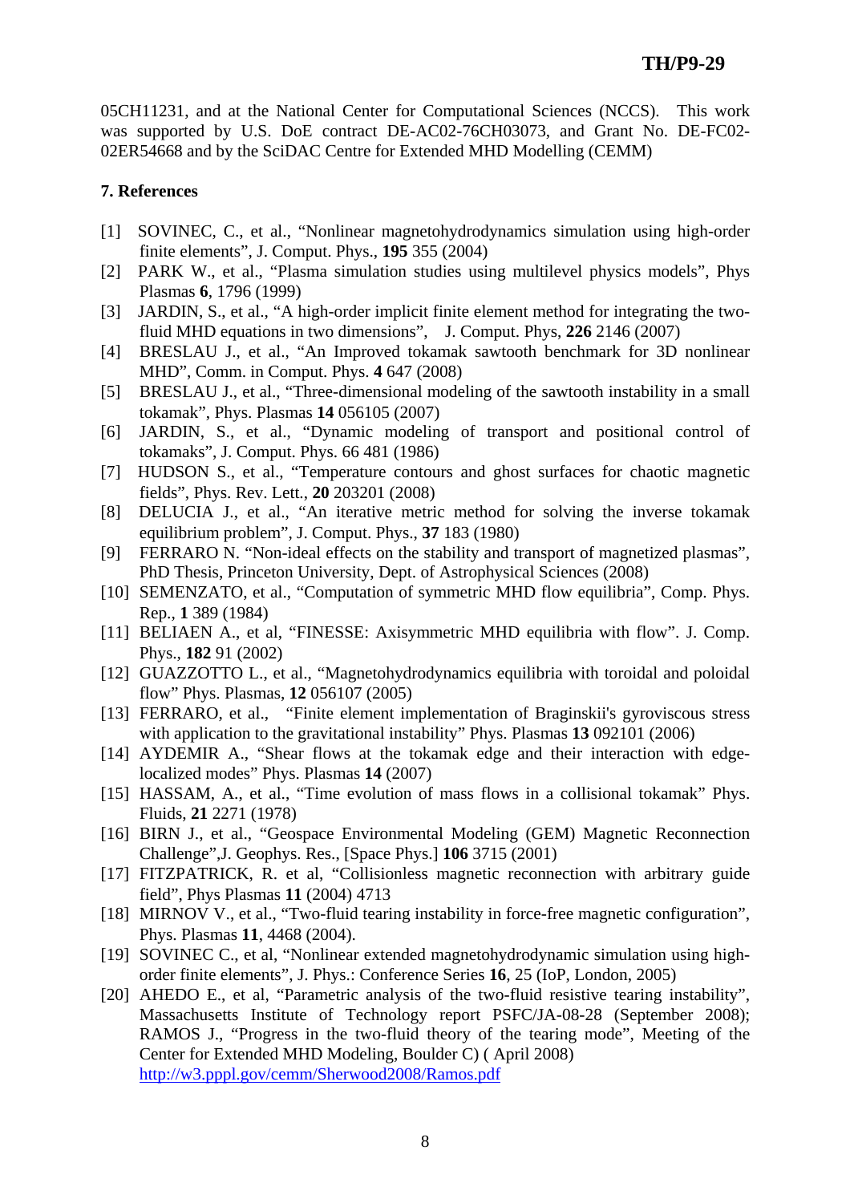05CH11231, and at the National Center for Computational Sciences (NCCS). This work was supported by U.S. DoE contract DE-AC02-76CH03073, and Grant No. DE-FC02-02ER54668 and by the SciDAC Centre for Extended MHD Modelling (CEMM)

### 7. References

[1] SOVINEC, C., et al., "Nonlinear magnetohydrodynamics simulation using high-order finite elements", J. Comput. Phys., **195** 355 (2004)

[2] PARK W., et al., "Plasma simulation studies using multilevel physics models", Phys Plasmas **6**, 1796 (1999)

[3] JARDIN, S., et al., "A high-order implicit finite element method for integrating the two-fluid MHD equations in two dimensions", J. Comput. Phys, **226** 2146 (2007)

[4] BRESLAU J., et al., "An Improved tokamak sawtooth benchmark for 3D nonlinear MHD", Comm. in Comput. Phys. **4** 647 (2008)

[5] BRESLAU J., et al., "Three-dimensional modeling of the sawtooth instability in a small tokamak", Phys. Plasmas **14** 056105 (2007)

[6] JARDIN, S., et al., "Dynamic modeling of transport and positional control of tokamaks", J. Comput. Phys. 66 481 (1986)

[7] HUDSON S., et al., "Temperature contours and ghost surfaces for chaotic magnetic fields", Phys. Rev. Lett., **20** 203201 (2008)

[8] DELUCIA J., et al., "An iterative metric method for solving the inverse tokamak equilibrium problem", J. Comput. Phys., **37** 183 (1980)

[9] FERRARO N. "Non-ideal effects on the stability and transport of magnetized plasmas", PhD Thesis, Princeton University, Dept. of Astrophysical Sciences (2008)

[10] SEMENZATO, et al., "Computation of symmetric MHD flow equilibria", Comp. Phys. Rep., **1** 389 (1984)

[11] BELIAEN A., et al, "FINESSE: Axisymmetric MHD equilibria with flow". J. Comp. Phys., **182** 91 (2002)

[12] GUAZZOTTO L., et al., "Magnetohydrodynamics equilibria with toroidal and poloidal flow" Phys. Plasmas, **12** 056107 (2005)

[13] FERRARO, et al., "Finite element implementation of Braginskii's gyroviscous stress with application to the gravitational instability" Phys. Plasmas **13** 092101 (2006)

[14] AYDEMIR A., "Shear flows at the tokamak edge and their interaction with edge-localized modes" Phys. Plasmas **14** (2007)

[15] HASSAM, A., et al., "Time evolution of mass flows in a collisional tokamak" Phys. Fluids, **21** 2271 (1978)

[16] BIRN J., et al., "Geospace Environmental Modeling (GEM) Magnetic Reconnection Challenge",J. Geophys. Res., [Space Phys.] **106** 3715 (2001)

[17] FITZPATRICK, R. et al, "Collisionless magnetic reconnection with arbitrary guide field", Phys Plasmas **11** (2004) 4713

[18] MIRNOV V., et al., "Two-fluid tearing instability in force-free magnetic configuration", Phys. Plasmas **11**, 4468 (2004).

[19] SOVINEC C., et al, "Nonlinear extended magnetohydrodynamic simulation using high-order finite elements", J. Phys.: Conference Series **16**, 25 (IoP, London, 2005)

[20] AHEDO E., et al, "Parametric analysis of the two-fluid resistive tearing instability", Massachusetts Institute of Technology report PSFC/JA-08-28 (September 2008); RAMOS J., "Progress in the two-fluid theory of the tearing mode", Meeting of the Center for Extended MHD Modeling, Boulder C) ( April 2008) http://w3.pppl.gov/cemm/Sherwood2008/Ramos.pdf